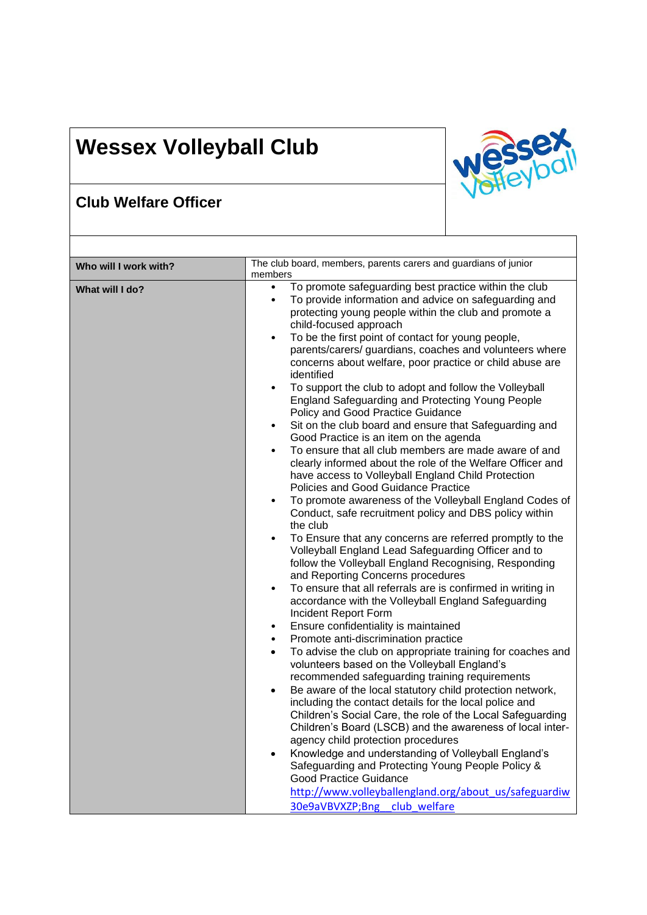# Wessex Volleyball Club

## Club Welfare Officer

| | |
|---|---|
| **Who will I work with?** | The club board, members, parents carers and guardians of junior members |
| **What will I do?** | • To promote safeguarding best practice within the club<br>• To provide information and advice on safeguarding and protecting young people within the club and promote a child-focused approach<br>• To be the first point of contact for young people, parents/carers/ guardians, coaches and volunteers where concerns about welfare, poor practice or child abuse are identified<br>• To support the club to adopt and follow the Volleyball England Safeguarding and Protecting Young People Policy and Good Practice Guidance<br>• Sit on the club board and ensure that Safeguarding and Good Practice is an item on the agenda<br>• To ensure that all club members are made aware of and clearly informed about the role of the Welfare Officer and have access to Volleyball England Child Protection Policies and Good Guidance Practice<br>• To promote awareness of the Volleyball England Codes of Conduct, safe recruitment policy and DBS policy within the club<br>• To Ensure that any concerns are referred promptly to the Volleyball England Lead Safeguarding Officer and to follow the Volleyball England Recognising, Responding and Reporting Concerns procedures<br>• To ensure that all referrals are is confirmed in writing in accordance with the Volleyball England Safeguarding Incident Report Form<br>• Ensure confidentiality is maintained<br>• Promote anti-discrimination practice<br>• To advise the club on appropriate training for coaches and volunteers based on the Volleyball England's recommended safeguarding training requirements<br>• Be aware of the local statutory child protection network, including the contact details for the local police and Children's Social Care, the role of the Local Safeguarding Children's Board (LSCB) and the awareness of local inter-agency child protection procedures<br>• Knowledge and understanding of Volleyball England's Safeguarding and Protecting Young People Policy & Good Practice Guidance http://www.volleyballengland.org/about_us/safeguardiw30e9aVBVXZP;Bng__club_welfare |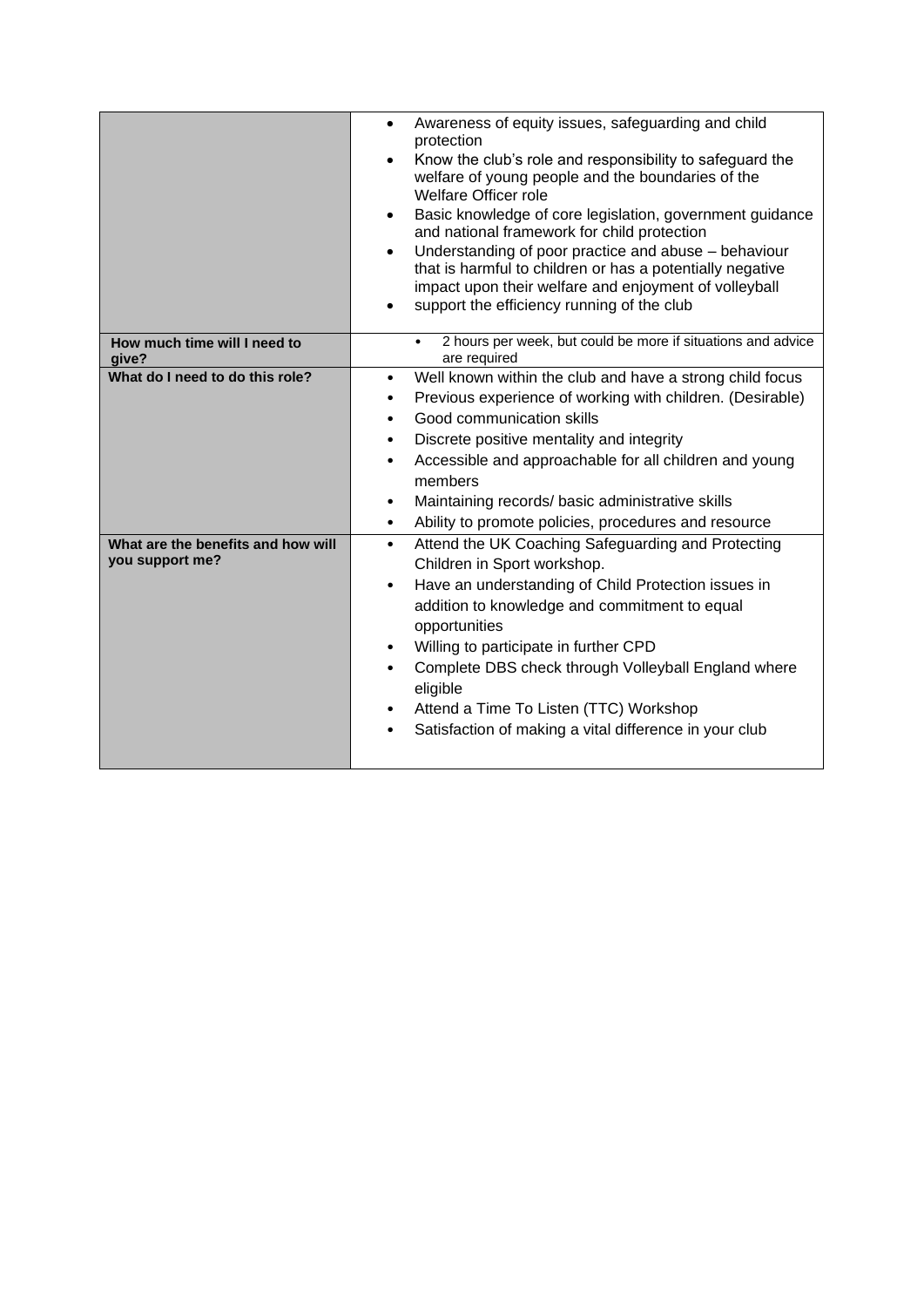| | |
|---|---|
| | • Awareness of equity issues, safeguarding and child protection<br>• Know the club's role and responsibility to safeguard the welfare of young people and the boundaries of the Welfare Officer role<br>• Basic knowledge of core legislation, government guidance and national framework for child protection<br>• Understanding of poor practice and abuse – behaviour that is harmful to children or has a potentially negative impact upon their welfare and enjoyment of volleyball<br>• support the efficiency running of the club |
| **How much time will I need to give?** | • 2 hours per week, but could be more if situations and advice are required |
| **What do I need to do this role?** | • Well known within the club and have a strong child focus<br>• Previous experience of working with children. (Desirable)<br>• Good communication skills<br>• Discrete positive mentality and integrity<br>• Accessible and approachable for all children and young members<br>• Maintaining records/ basic administrative skills<br>• Ability to promote policies, procedures and resource |
| **What are the benefits and how will you support me?** | • Attend the UK Coaching Safeguarding and Protecting Children in Sport workshop.<br>• Have an understanding of Child Protection issues in addition to knowledge and commitment to equal opportunities<br>• Willing to participate in further CPD<br>• Complete DBS check through Volleyball England where eligible<br>• Attend a Time To Listen (TTC) Workshop<br>• Satisfaction of making a vital difference in your club |